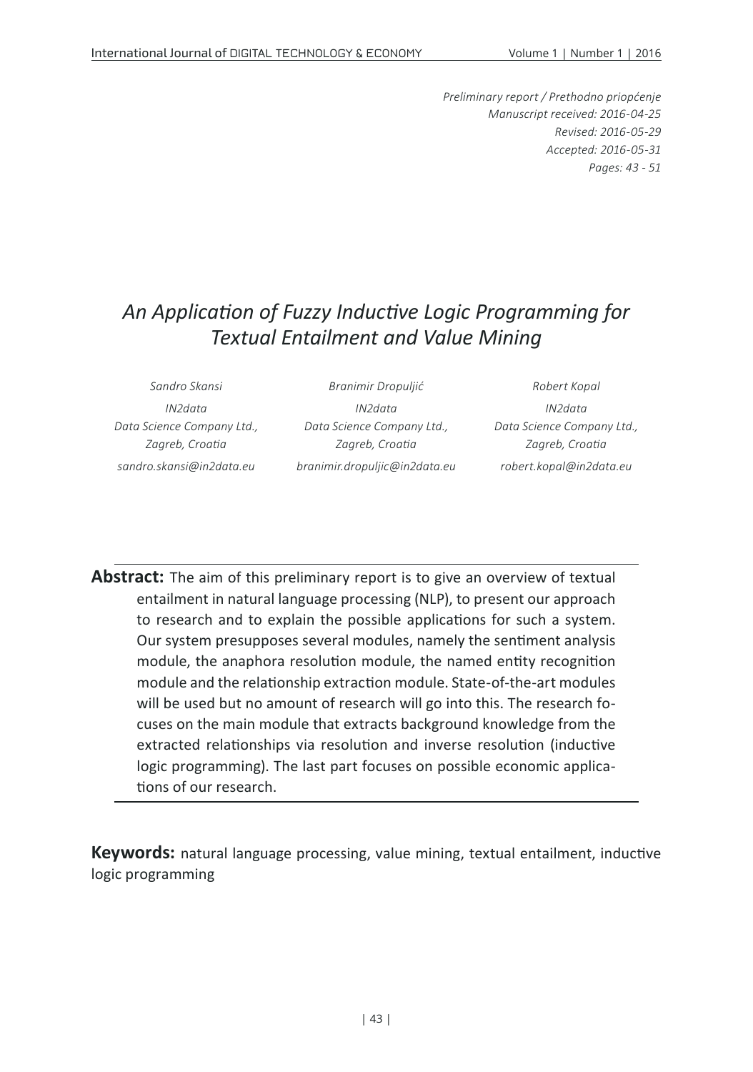*Preliminary report / Prethodno priopćenje*
*Manuscript received: 2016-04-25*
*Revised: 2016-05-29*
*Accepted: 2016-05-31*
*Pages: 43 - 51*

# *An Application of Fuzzy Inductive Logic Programming for Textual Entailment and Value Mining*

*Sandro Skansi*
*IN2data*
*Data Science Company Ltd., Zagreb, Croatia*
*sandro.skansi@in2data.eu*

*Branimir Dropuljić*
*IN2data*
*Data Science Company Ltd., Zagreb, Croatia*
*branimir.dropuljic@in2data.eu*

*Robert Kopal*
*IN2data*
*Data Science Company Ltd., Zagreb, Croatia*
*robert.kopal@in2data.eu*

**Abstract:** The aim of this preliminary report is to give an overview of textual entailment in natural language processing (NLP), to present our approach to research and to explain the possible applications for such a system. Our system presupposes several modules, namely the sentiment analysis module, the anaphora resolution module, the named entity recognition module and the relationship extraction module. State-of-the-art modules will be used but no amount of research will go into this. The research focuses on the main module that extracts background knowledge from the extracted relationships via resolution and inverse resolution (inductive logic programming). The last part focuses on possible economic applications of our research.

**Keywords:** natural language processing, value mining, textual entailment, inductive logic programming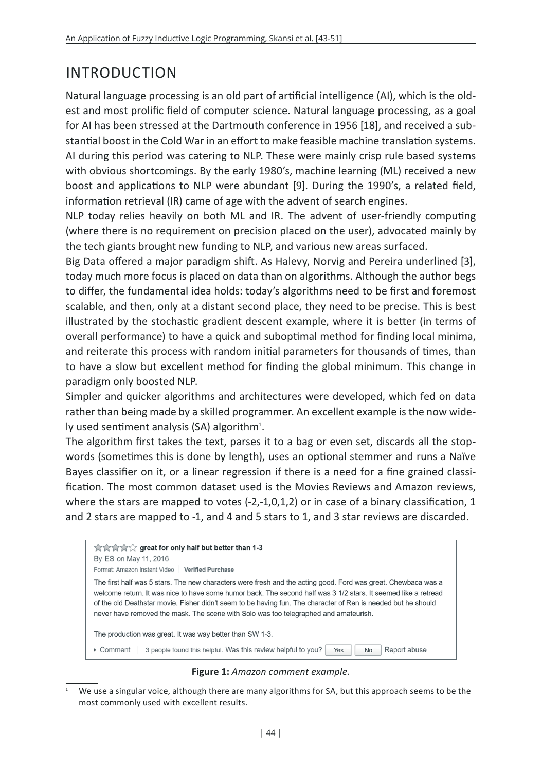## INTRODUCTION

Natural language processing is an old part of artificial intelligence (AI), which is the oldest and most prolific field of computer science. Natural language processing, as a goal for AI has been stressed at the Dartmouth conference in 1956 [18], and received a substantial boost in the Cold War in an effort to make feasible machine translation systems. AI during this period was catering to NLP. These were mainly crisp rule based systems with obvious shortcomings. By the early 1980's, machine learning (ML) received a new boost and applications to NLP were abundant [9]. During the 1990's, a related field, information retrieval (IR) came of age with the advent of search engines.

NLP today relies heavily on both ML and IR. The advent of user-friendly computing (where there is no requirement on precision placed on the user), advocated mainly by the tech giants brought new funding to NLP, and various new areas surfaced.

Big Data offered a major paradigm shift. As Halevy, Norvig and Pereira underlined [3], today much more focus is placed on data than on algorithms. Although the author begs to differ, the fundamental idea holds: today's algorithms need to be first and foremost scalable, and then, only at a distant second place, they need to be precise. This is best illustrated by the stochastic gradient descent example, where it is better (in terms of overall performance) to have a quick and suboptimal method for finding local minima, and reiterate this process with random initial parameters for thousands of times, than to have a slow but excellent method for finding the global minimum. This change in paradigm only boosted NLP.

Simpler and quicker algorithms and architectures were developed, which fed on data rather than being made by a skilled programmer. An excellent example is the now widely used sentiment analysis (SA) algorithm[1].

The algorithm first takes the text, parses it to a bag or even set, discards all the stopwords (sometimes this is done by length), uses an optional stemmer and runs a Naïve Bayes classifier on it, or a linear regression if there is a need for a fine grained classification. The most common dataset used is the Movies Reviews and Amazon reviews, where the stars are mapped to votes (-2,-1,0,1,2) or in case of a binary classification, 1 and 2 stars are mapped to -1, and 4 and 5 stars to 1, and 3 star reviews are discarded.

> **great for only half but better than 1-3**
> By ES on May 11, 2016
> Format: Amazon Instant Video | **Verified Purchase**
>
> The first half was 5 stars. The new characters were fresh and the acting good. Ford was great. Chewbaca was a welcome return. It was nice to have some humor back. The second half was 3 1/2 stars. It seemed like a retread of the old Deathstar movie. Fisher didn't seem to be having fun. The character of Ren is needed but he should never have removed the mask. The scene with Solo was too telegraphed and amateurish.
>
> The production was great. It was way better than SW 1-3.
>
> ▸ Comment | 3 people found this helpful. Was this review helpful to you? Yes No Report abuse

**Figure 1:** *Amazon comment example.*

---

[1] We use a singular voice, although there are many algorithms for SA, but this approach seems to be the most commonly used with excellent results.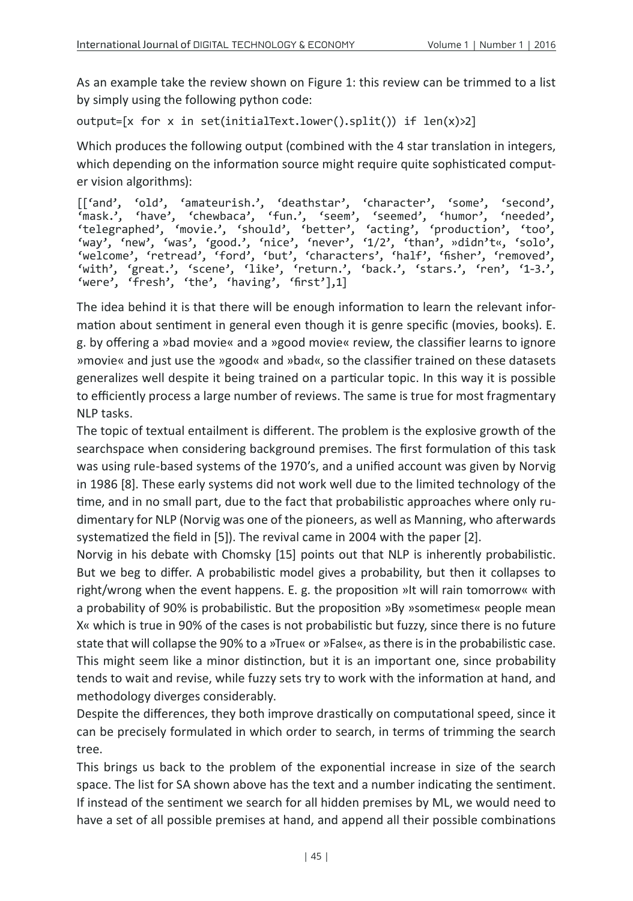As an example take the review shown on Figure 1: this review can be trimmed to a list by simply using the following python code:

```
output=[x for x in set(initialText.lower().split()) if len(x)>2]
```

Which produces the following output (combined with the 4 star translation in integers, which depending on the information source might require quite sophisticated computer vision algorithms):

```
[['and', 'old', 'amateurish.', 'deathstar', 'character', 'some', 'second', 'mask.', 'have', 'chewbaca', 'fun.', 'seem', 'seemed', 'humor', 'needed', 'telegraphed', 'movie.', 'should', 'better', 'acting', 'production', 'too', 'way', 'new', 'was', 'good.', 'nice', 'never', '1/2', 'than', »didn't«, 'solo', 'welcome', 'retread', 'ford', 'but', 'characters', 'half', 'fisher', 'removed', 'with', 'great.', 'scene', 'like', 'return.', 'back.', 'stars.', 'ren', '1-3.', 'were', 'fresh', 'the', 'having', 'first'],1]
```

The idea behind it is that there will be enough information to learn the relevant information about sentiment in general even though it is genre specific (movies, books). E. g. by offering a »bad movie« and a »good movie« review, the classifier learns to ignore »movie« and just use the »good« and »bad«, so the classifier trained on these datasets generalizes well despite it being trained on a particular topic. In this way it is possible to efficiently process a large number of reviews. The same is true for most fragmentary NLP tasks.

The topic of textual entailment is different. The problem is the explosive growth of the searchspace when considering background premises. The first formulation of this task was using rule-based systems of the 1970's, and a unified account was given by Norvig in 1986 [8]. These early systems did not work well due to the limited technology of the time, and in no small part, due to the fact that probabilistic approaches where only rudimentary for NLP (Norvig was one of the pioneers, as well as Manning, who afterwards systematized the field in [5]). The revival came in 2004 with the paper [2].

Norvig in his debate with Chomsky [15] points out that NLP is inherently probabilistic. But we beg to differ. A probabilistic model gives a probability, but then it collapses to right/wrong when the event happens. E. g. the proposition »It will rain tomorrow« with a probability of 90% is probabilistic. But the proposition »By »sometimes« people mean X« which is true in 90% of the cases is not probabilistic but fuzzy, since there is no future state that will collapse the 90% to a »True« or »False«, as there is in the probabilistic case. This might seem like a minor distinction, but it is an important one, since probability tends to wait and revise, while fuzzy sets try to work with the information at hand, and methodology diverges considerably.

Despite the differences, they both improve drastically on computational speed, since it can be precisely formulated in which order to search, in terms of trimming the search tree.

This brings us back to the problem of the exponential increase in size of the search space. The list for SA shown above has the text and a number indicating the sentiment. If instead of the sentiment we search for all hidden premises by ML, we would need to have a set of all possible premises at hand, and append all their possible combinations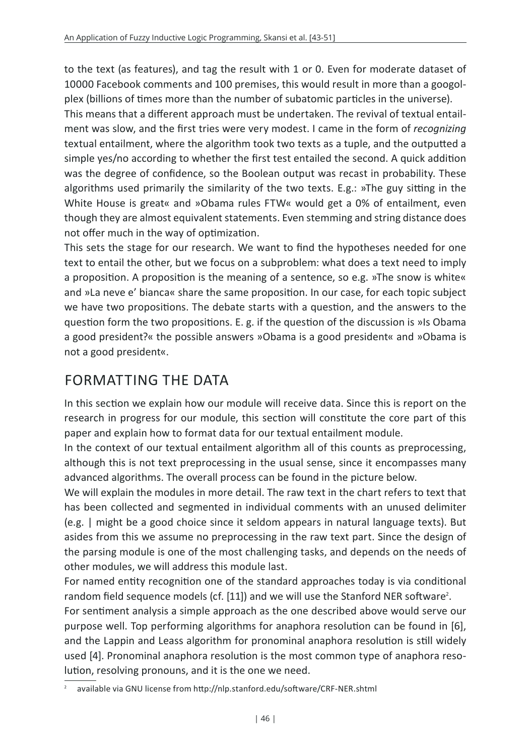to the text (as features), and tag the result with 1 or 0. Even for moderate dataset of 10000 Facebook comments and 100 premises, this would result in more than a googolplex (billions of times more than the number of subatomic particles in the universe).

This means that a different approach must be undertaken. The revival of textual entailment was slow, and the first tries were very modest. I came in the form of *recognizing* textual entailment, where the algorithm took two texts as a tuple, and the outputted a simple yes/no according to whether the first test entailed the second. A quick addition was the degree of confidence, so the Boolean output was recast in probability. These algorithms used primarily the similarity of the two texts. E.g.: »The guy sitting in the White House is great« and »Obama rules FTW« would get a 0% of entailment, even though they are almost equivalent statements. Even stemming and string distance does not offer much in the way of optimization.

This sets the stage for our research. We want to find the hypotheses needed for one text to entail the other, but we focus on a subproblem: what does a text need to imply a proposition. A proposition is the meaning of a sentence, so e.g. »The snow is white« and »La neve e' bianca« share the same proposition. In our case, for each topic subject we have two propositions. The debate starts with a question, and the answers to the question form the two propositions. E. g. if the question of the discussion is »Is Obama a good president?« the possible answers »Obama is a good president« and »Obama is not a good president«.

## FORMATTING THE DATA

In this section we explain how our module will receive data. Since this is report on the research in progress for our module, this section will constitute the core part of this paper and explain how to format data for our textual entailment module.

In the context of our textual entailment algorithm all of this counts as preprocessing, although this is not text preprocessing in the usual sense, since it encompasses many advanced algorithms. The overall process can be found in the picture below.

We will explain the modules in more detail. The raw text in the chart refers to text that has been collected and segmented in individual comments with an unused delimiter (e.g. | might be a good choice since it seldom appears in natural language texts). But asides from this we assume no preprocessing in the raw text part. Since the design of the parsing module is one of the most challenging tasks, and depends on the needs of other modules, we will address this module last.

For named entity recognition one of the standard approaches today is via conditional random field sequence models (cf. [11]) and we will use the Stanford NER software[2].

For sentiment analysis a simple approach as the one described above would serve our purpose well. Top performing algorithms for anaphora resolution can be found in [6], and the Lappin and Leass algorithm for pronominal anaphora resolution is still widely used [4]. Pronominal anaphora resolution is the most common type of anaphora resolution, resolving pronouns, and it is the one we need.

[2] available via GNU license from http://nlp.stanford.edu/software/CRF-NER.shtml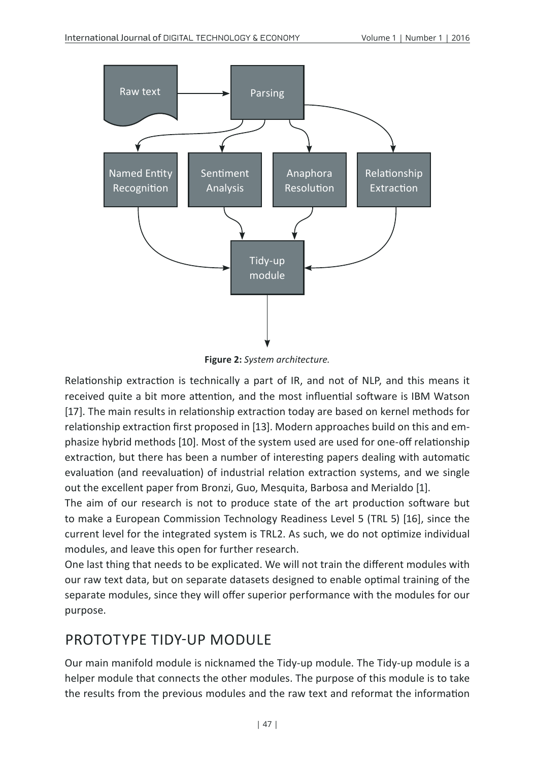**Figure 2:** *System architecture.*

Relationship extraction is technically a part of IR, and not of NLP, and this means it received quite a bit more attention, and the most influential software is IBM Watson [17]. The main results in relationship extraction today are based on kernel methods for relationship extraction first proposed in [13]. Modern approaches build on this and emphasize hybrid methods [10]. Most of the system used are used for one-off relationship extraction, but there has been a number of interesting papers dealing with automatic evaluation (and reevaluation) of industrial relation extraction systems, and we single out the excellent paper from Bronzi, Guo, Mesquita, Barbosa and Merialdo [1].

The aim of our research is not to produce state of the art production software but to make a European Commission Technology Readiness Level 5 (TRL 5) [16], since the current level for the integrated system is TRL2. As such, we do not optimize individual modules, and leave this open for further research.

One last thing that needs to be explicated. We will not train the different modules with our raw text data, but on separate datasets designed to enable optimal training of the separate modules, since they will offer superior performance with the modules for our purpose.

## PROTOTYPE TIDY-UP MODULE

Our main manifold module is nicknamed the Tidy-up module. The Tidy-up module is a helper module that connects the other modules. The purpose of this module is to take the results from the previous modules and the raw text and reformat the information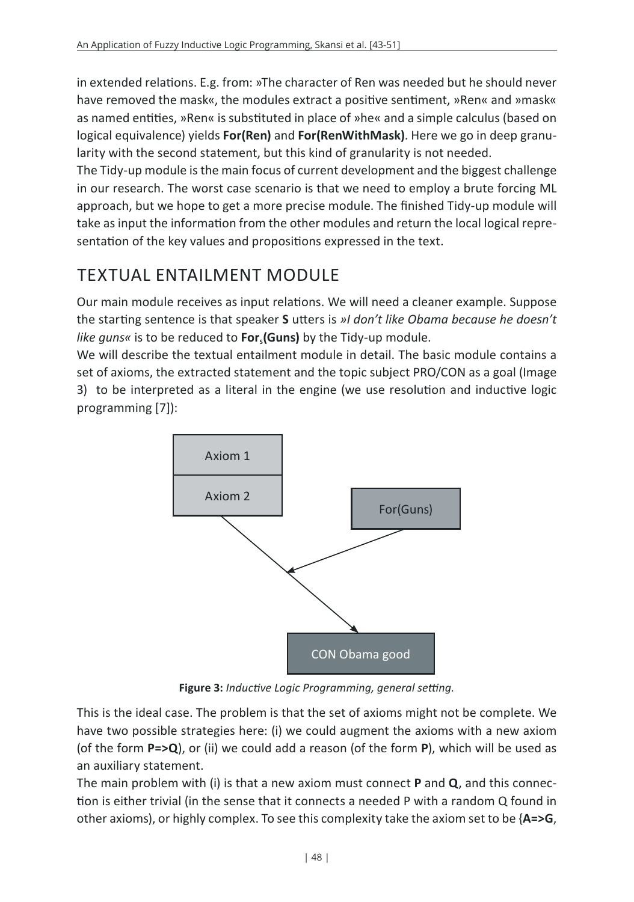in extended relations. E.g. from: »The character of Ren was needed but he should never have removed the mask«, the modules extract a positive sentiment, »Ren« and »mask« as named entities, »Ren« is substituted in place of »he« and a simple calculus (based on logical equivalence) yields **For(Ren)** and **For(RenWithMask)**. Here we go in deep granularity with the second statement, but this kind of granularity is not needed.

The Tidy-up module is the main focus of current development and the biggest challenge in our research. The worst case scenario is that we need to employ a brute forcing ML approach, but we hope to get a more precise module. The finished Tidy-up module will take as input the information from the other modules and return the local logical representation of the key values and propositions expressed in the text.

## TEXTUAL ENTAILMENT MODULE

Our main module receives as input relations. We will need a cleaner example. Suppose the starting sentence is that speaker **S** utters is *»I don't like Obama because he doesn't like guns«* is to be reduced to $\mathbf{For_s(Guns)}$ by the Tidy-up module.

We will describe the textual entailment module in detail. The basic module contains a set of axioms, the extracted statement and the topic subject PRO/CON as a goal (Image 3) to be interpreted as a literal in the engine (we use resolution and inductive logic programming [7]):

Axiom 1

Axiom 2

For(Guns)

CON Obama good

**Figure 3:** *Inductive Logic Programming, general setting.*

This is the ideal case. The problem is that the set of axioms might not be complete. We have two possible strategies here: (i) we could augment the axioms with a new axiom (of the form **P=>Q**), or (ii) we could add a reason (of the form **P**), which will be used as an auxiliary statement.

The main problem with (i) is that a new axiom must connect **P** and **Q**, and this connection is either trivial (in the sense that it connects a needed P with a random Q found in other axioms), or highly complex. To see this complexity take the axiom set to be {**A=>G**,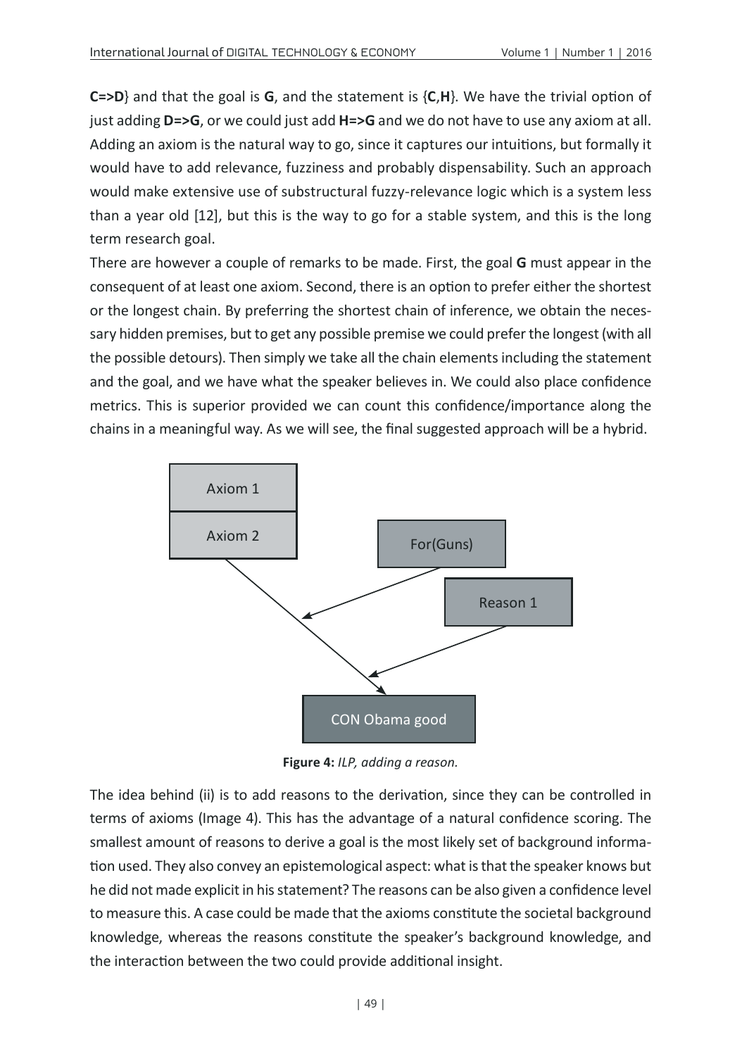**C=>D**} and that the goal is **G**, and the statement is {**C**,**H**}. We have the trivial option of just adding **D=>G**, or we could just add **H=>G** and we do not have to use any axiom at all. Adding an axiom is the natural way to go, since it captures our intuitions, but formally it would have to add relevance, fuzziness and probably dispensability. Such an approach would make extensive use of substructural fuzzy-relevance logic which is a system less than a year old [12], but this is the way to go for a stable system, and this is the long term research goal.

There are however a couple of remarks to be made. First, the goal **G** must appear in the consequent of at least one axiom. Second, there is an option to prefer either the shortest or the longest chain. By preferring the shortest chain of inference, we obtain the necessary hidden premises, but to get any possible premise we could prefer the longest (with all the possible detours). Then simply we take all the chain elements including the statement and the goal, and we have what the speaker believes in. We could also place confidence metrics. This is superior provided we can count this confidence/importance along the chains in a meaningful way. As we will see, the final suggested approach will be a hybrid.

Axiom 1

Axiom 2

For(Guns)

Reason 1

CON Obama good

**Figure 4:** *ILP, adding a reason.*

The idea behind (ii) is to add reasons to the derivation, since they can be controlled in terms of axioms (Image 4). This has the advantage of a natural confidence scoring. The smallest amount of reasons to derive a goal is the most likely set of background information used. They also convey an epistemological aspect: what is that the speaker knows but he did not made explicit in his statement? The reasons can be also given a confidence level to measure this. A case could be made that the axioms constitute the societal background knowledge, whereas the reasons constitute the speaker's background knowledge, and the interaction between the two could provide additional insight.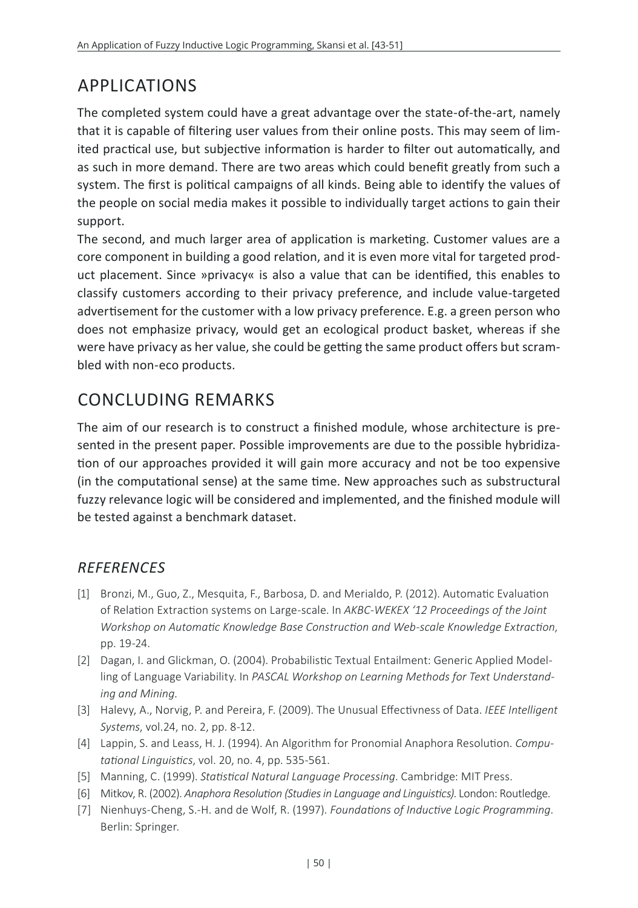## APPLICATIONS

The completed system could have a great advantage over the state-of-the-art, namely that it is capable of filtering user values from their online posts. This may seem of limited practical use, but subjective information is harder to filter out automatically, and as such in more demand. There are two areas which could benefit greatly from such a system. The first is political campaigns of all kinds. Being able to identify the values of the people on social media makes it possible to individually target actions to gain their support.

The second, and much larger area of application is marketing. Customer values are a core component in building a good relation, and it is even more vital for targeted product placement. Since »privacy« is also a value that can be identified, this enables to classify customers according to their privacy preference, and include value-targeted advertisement for the customer with a low privacy preference. E.g. a green person who does not emphasize privacy, would get an ecological product basket, whereas if she were have privacy as her value, she could be getting the same product offers but scrambled with non-eco products.

## CONCLUDING REMARKS

The aim of our research is to construct a finished module, whose architecture is presented in the present paper. Possible improvements are due to the possible hybridization of our approaches provided it will gain more accuracy and not be too expensive (in the computational sense) at the same time. New approaches such as substructural fuzzy relevance logic will be considered and implemented, and the finished module will be tested against a benchmark dataset.

### *REFERENCES*

[1] Bronzi, M., Guo, Z., Mesquita, F., Barbosa, D. and Merialdo, P. (2012). Automatic Evaluation of Relation Extraction systems on Large-scale. In *AKBC-WEKEX '12 Proceedings of the Joint Workshop on Automatic Knowledge Base Construction and Web-scale Knowledge Extraction*, pp. 19-24.

[2] Dagan, I. and Glickman, O. (2004). Probabilistic Textual Entailment: Generic Applied Modelling of Language Variability. In *PASCAL Workshop on Learning Methods for Text Understanding and Mining*.

[3] Halevy, A., Norvig, P. and Pereira, F. (2009). The Unusual Effectivness of Data. *IEEE Intelligent Systems*, vol.24, no. 2, pp. 8-12.

[4] Lappin, S. and Leass, H. J. (1994). An Algorithm for Pronomial Anaphora Resolution. *Computational Linguistics*, vol. 20, no. 4, pp. 535-561.

[5] Manning, C. (1999). *Statistical Natural Language Processing*. Cambridge: MIT Press.

[6] Mitkov, R. (2002). *Anaphora Resolution (Studies in Language and Linguistics)*. London: Routledge.

[7] Nienhuys-Cheng, S.-H. and de Wolf, R. (1997). *Foundations of Inductive Logic Programming*. Berlin: Springer.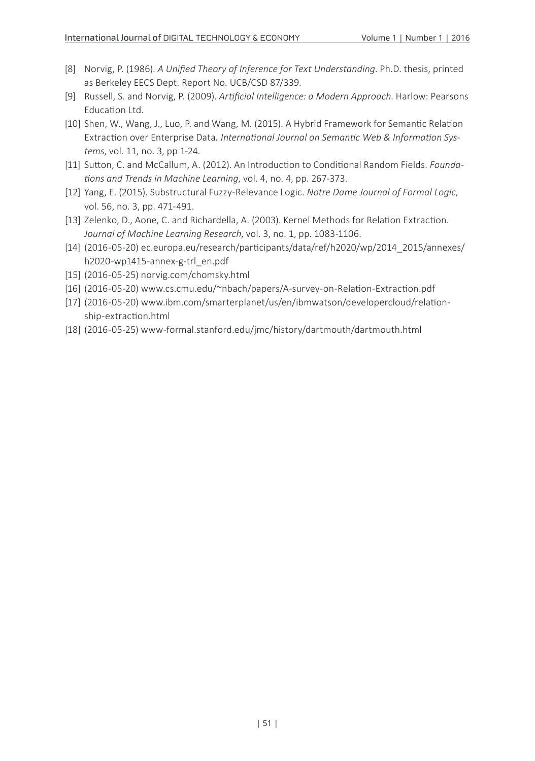[8] Norvig, P. (1986). *A Unified Theory of Inference for Text Understanding*. Ph.D. thesis, printed as Berkeley EECS Dept. Report No. UCB/CSD 87/339.

[9] Russell, S. and Norvig, P. (2009). *Artificial Intelligence: a Modern Approach*. Harlow: Pearsons Education Ltd.

[10] Shen, W., Wang, J., Luo, P. and Wang, M. (2015). A Hybrid Framework for Semantic Relation Extraction over Enterprise Data. *International Journal on Semantic Web & Information Systems*, vol. 11, no. 3, pp 1-24.

[11] Sutton, C. and McCallum, A. (2012). An Introduction to Conditional Random Fields. *Foundations and Trends in Machine Learning*, vol. 4, no. 4, pp. 267-373.

[12] Yang, E. (2015). Substructural Fuzzy-Relevance Logic. *Notre Dame Journal of Formal Logic*, vol. 56, no. 3, pp. 471-491.

[13] Zelenko, D., Aone, C. and Richardella, A. (2003). Kernel Methods for Relation Extraction. *Journal of Machine Learning Research*, vol. 3, no. 1, pp. 1083-1106.

[14] (2016-05-20) ec.europa.eu/research/participants/data/ref/h2020/wp/2014_2015/annexes/h2020-wp1415-annex-g-trl_en.pdf

[15] (2016-05-25) norvig.com/chomsky.html

[16] (2016-05-20) www.cs.cmu.edu/~nbach/papers/A-survey-on-Relation-Extraction.pdf

[17] (2016-05-20) www.ibm.com/smarterplanet/us/en/ibmwatson/developercloud/relationship-extraction.html

[18] (2016-05-25) www-formal.stanford.edu/jmc/history/dartmouth/dartmouth.html